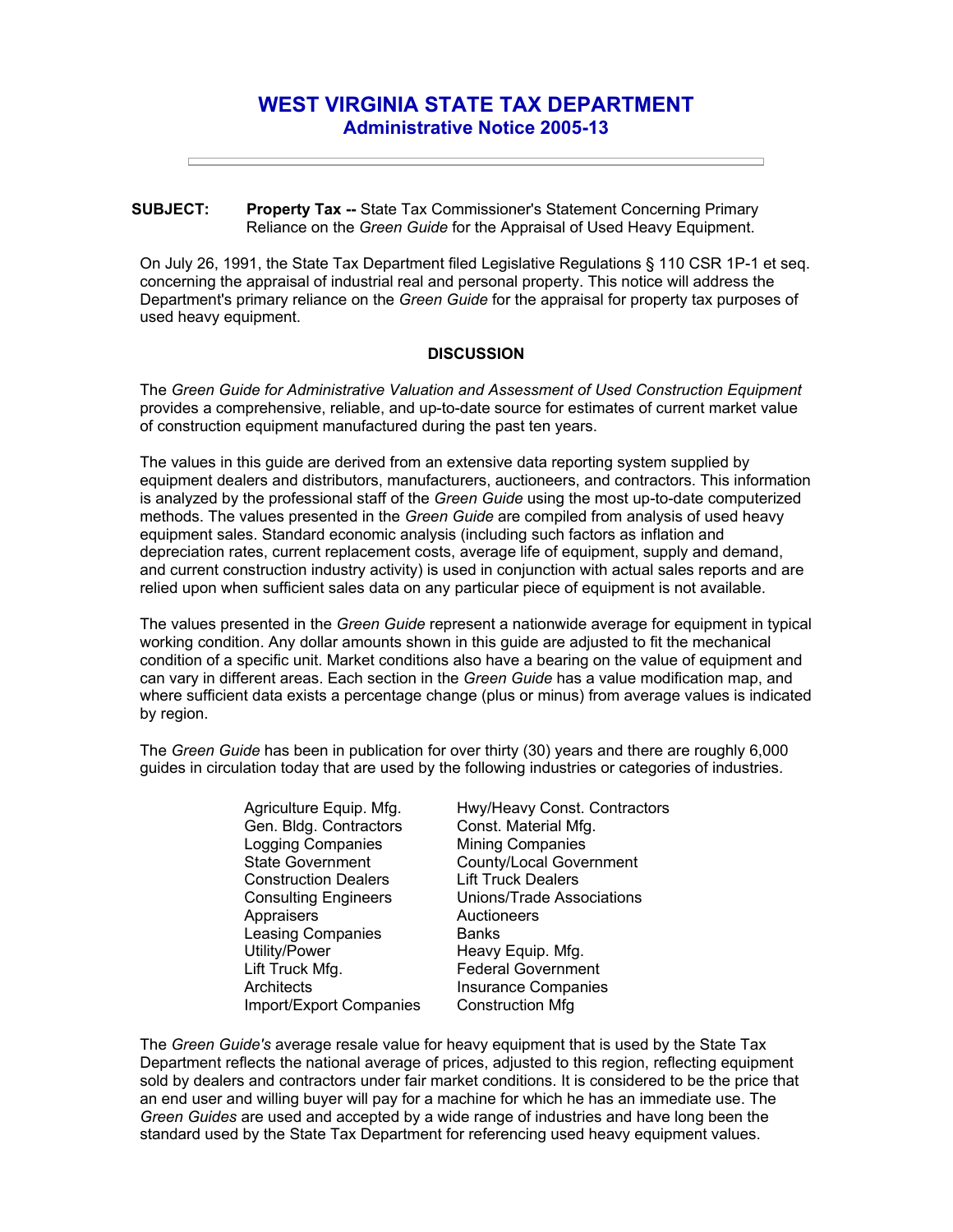# WEST VIRGINIA STATE TAX DEPARTMENT
## Administrative Notice 2005-13

**SUBJECT:** **Property Tax --** State Tax Commissioner's Statement Concerning Primary Reliance on the *Green Guide* for the Appraisal of Used Heavy Equipment.

On July 26, 1991, the State Tax Department filed Legislative Regulations § 110 CSR 1P-1 et seq. concerning the appraisal of industrial real and personal property. This notice will address the Department's primary reliance on the *Green Guide* for the appraisal for property tax purposes of used heavy equipment.

### DISCUSSION

The *Green Guide for Administrative Valuation and Assessment of Used Construction Equipment* provides a comprehensive, reliable, and up-to-date source for estimates of current market value of construction equipment manufactured during the past ten years.

The values in this guide are derived from an extensive data reporting system supplied by equipment dealers and distributors, manufacturers, auctioneers, and contractors. This information is analyzed by the professional staff of the *Green Guide* using the most up-to-date computerized methods. The values presented in the *Green Guide* are compiled from analysis of used heavy equipment sales. Standard economic analysis (including such factors as inflation and depreciation rates, current replacement costs, average life of equipment, supply and demand, and current construction industry activity) is used in conjunction with actual sales reports and are relied upon when sufficient sales data on any particular piece of equipment is not available.

The values presented in the *Green Guide* represent a nationwide average for equipment in typical working condition. Any dollar amounts shown in this guide are adjusted to fit the mechanical condition of a specific unit. Market conditions also have a bearing on the value of equipment and can vary in different areas. Each section in the *Green Guide* has a value modification map, and where sufficient data exists a percentage change (plus or minus) from average values is indicated by region.

The *Green Guide* has been in publication for over thirty (30) years and there are roughly 6,000 guides in circulation today that are used by the following industries or categories of industries.

- Agriculture Equip. Mfg.
- Gen. Bldg. Contractors
- Logging Companies
- State Government
- Construction Dealers
- Consulting Engineers
- Appraisers
- Leasing Companies
- Utility/Power
- Lift Truck Mfg.
- Architects
- Import/Export Companies
- Hwy/Heavy Const. Contractors
- Const. Material Mfg.
- Mining Companies
- County/Local Government
- Lift Truck Dealers
- Unions/Trade Associations
- Auctioneers
- Banks
- Heavy Equip. Mfg.
- Federal Government
- Insurance Companies
- Construction Mfg

The *Green Guide's* average resale value for heavy equipment that is used by the State Tax Department reflects the national average of prices, adjusted to this region, reflecting equipment sold by dealers and contractors under fair market conditions. It is considered to be the price that an end user and willing buyer will pay for a machine for which he has an immediate use. The *Green Guides* are used and accepted by a wide range of industries and have long been the standard used by the State Tax Department for referencing used heavy equipment values.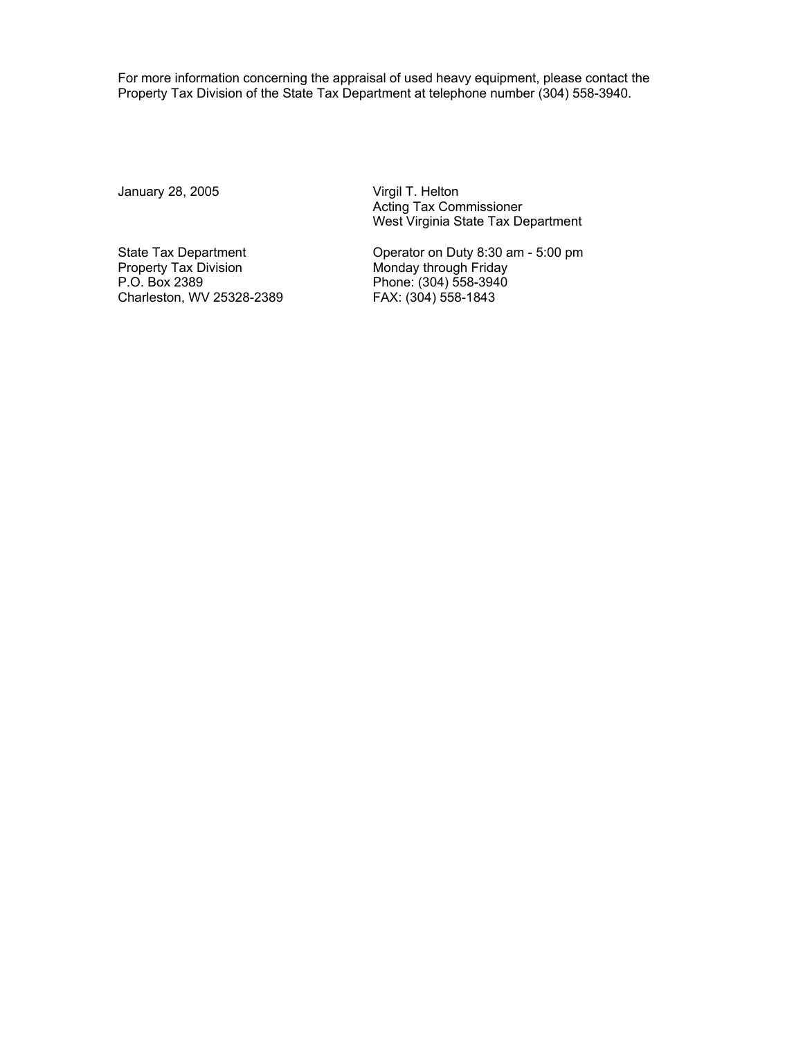For more information concerning the appraisal of used heavy equipment, please contact the Property Tax Division of the State Tax Department at telephone number (304) 558-3940.

January 28, 2005

Virgil T. Helton
Acting Tax Commissioner
West Virginia State Tax Department

State Tax Department
Property Tax Division
P.O. Box 2389
Charleston, WV 25328-2389

Operator on Duty 8:30 am - 5:00 pm
Monday through Friday
Phone: (304) 558-3940
FAX: (304) 558-1843